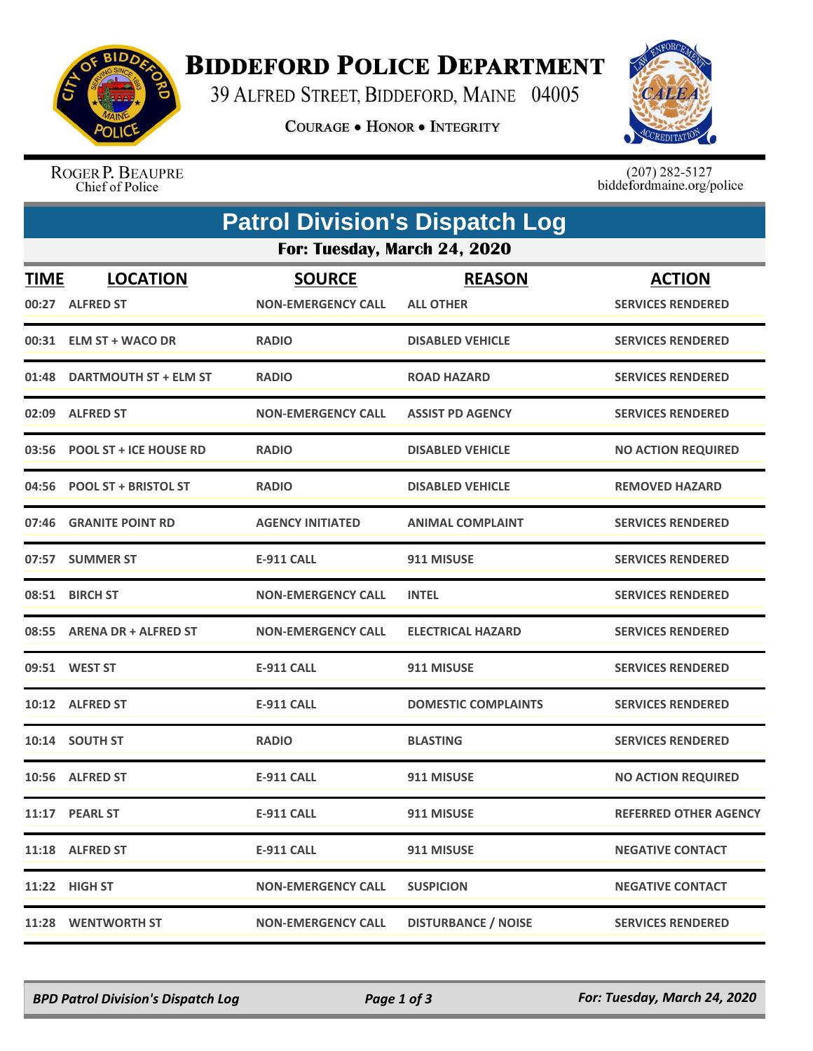# BIDDEFORD POLICE DEPARTMENT

39 ALFRED STREET, BIDDEFORD, MAINE 04005

COURAGE • HONOR • INTEGRITY

ROGER P. BEAUPRE
Chief of Police

(207) 282-5127
biddefordmaine.org/police

## Patrol Division's Dispatch Log

### For: Tuesday, March 24, 2020

| TIME | LOCATION | SOURCE | REASON | ACTION |
|---|---|---|---|---|
| 00:27 | ALFRED ST | NON-EMERGENCY CALL | ALL OTHER | SERVICES RENDERED |
| 00:31 | ELM ST + WACO DR | RADIO | DISABLED VEHICLE | SERVICES RENDERED |
| 01:48 | DARTMOUTH ST + ELM ST | RADIO | ROAD HAZARD | SERVICES RENDERED |
| 02:09 | ALFRED ST | NON-EMERGENCY CALL | ASSIST PD AGENCY | SERVICES RENDERED |
| 03:56 | POOL ST + ICE HOUSE RD | RADIO | DISABLED VEHICLE | NO ACTION REQUIRED |
| 04:56 | POOL ST + BRISTOL ST | RADIO | DISABLED VEHICLE | REMOVED HAZARD |
| 07:46 | GRANITE POINT RD | AGENCY INITIATED | ANIMAL COMPLAINT | SERVICES RENDERED |
| 07:57 | SUMMER ST | E-911 CALL | 911 MISUSE | SERVICES RENDERED |
| 08:51 | BIRCH ST | NON-EMERGENCY CALL | INTEL | SERVICES RENDERED |
| 08:55 | ARENA DR + ALFRED ST | NON-EMERGENCY CALL | ELECTRICAL HAZARD | SERVICES RENDERED |
| 09:51 | WEST ST | E-911 CALL | 911 MISUSE | SERVICES RENDERED |
| 10:12 | ALFRED ST | E-911 CALL | DOMESTIC COMPLAINTS | SERVICES RENDERED |
| 10:14 | SOUTH ST | RADIO | BLASTING | SERVICES RENDERED |
| 10:56 | ALFRED ST | E-911 CALL | 911 MISUSE | NO ACTION REQUIRED |
| 11:17 | PEARL ST | E-911 CALL | 911 MISUSE | REFERRED OTHER AGENCY |
| 11:18 | ALFRED ST | E-911 CALL | 911 MISUSE | NEGATIVE CONTACT |
| 11:22 | HIGH ST | NON-EMERGENCY CALL | SUSPICION | NEGATIVE CONTACT |
| 11:28 | WENTWORTH ST | NON-EMERGENCY CALL | DISTURBANCE / NOISE | SERVICES RENDERED |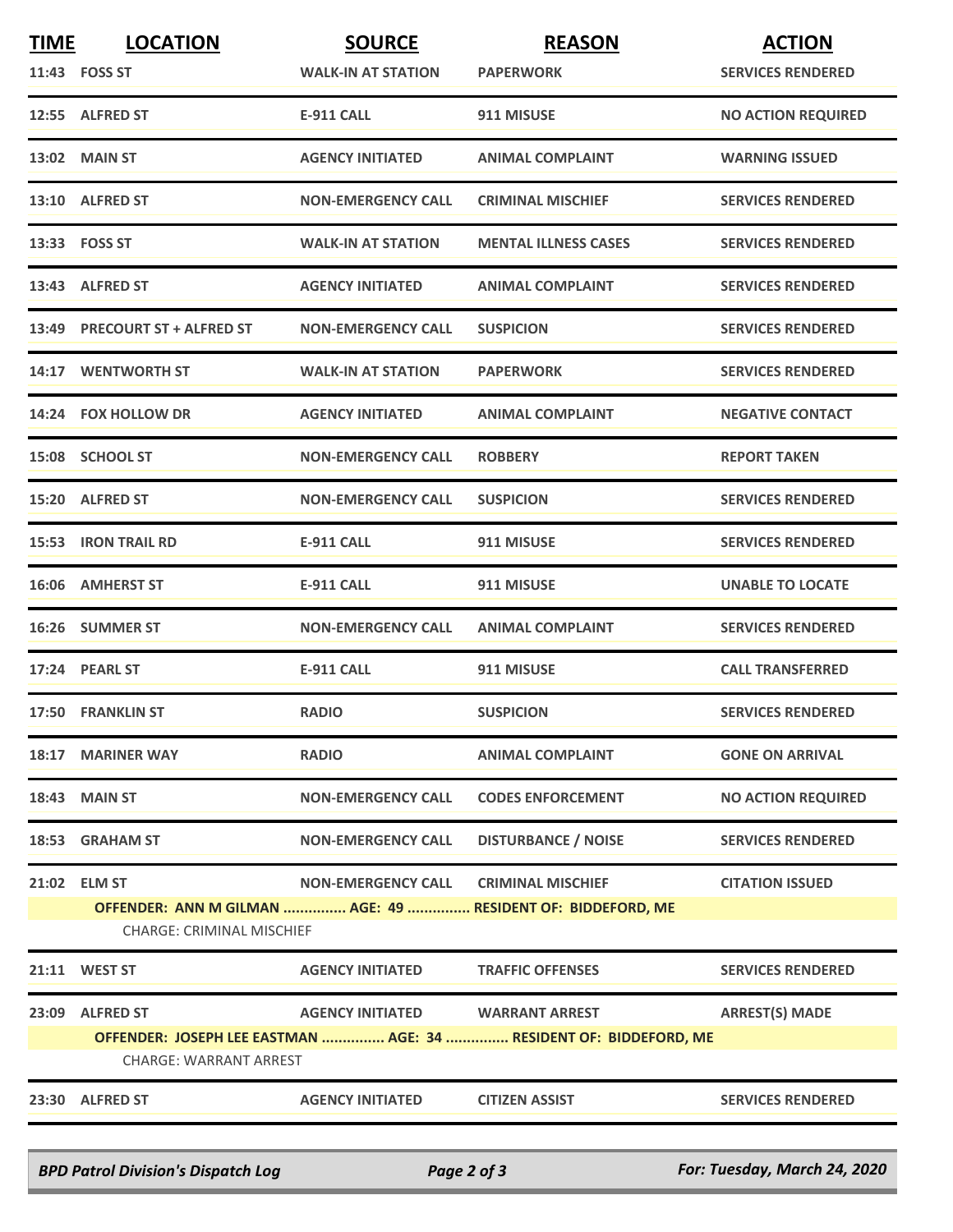| TIME | LOCATION | SOURCE | REASON | ACTION |
|---|---|---|---|---|
| 11:43 | FOSS ST | WALK-IN AT STATION | PAPERWORK | SERVICES RENDERED |
| 12:55 | ALFRED ST | E-911 CALL | 911 MISUSE | NO ACTION REQUIRED |
| 13:02 | MAIN ST | AGENCY INITIATED | ANIMAL COMPLAINT | WARNING ISSUED |
| 13:10 | ALFRED ST | NON-EMERGENCY CALL | CRIMINAL MISCHIEF | SERVICES RENDERED |
| 13:33 | FOSS ST | WALK-IN AT STATION | MENTAL ILLNESS CASES | SERVICES RENDERED |
| 13:43 | ALFRED ST | AGENCY INITIATED | ANIMAL COMPLAINT | SERVICES RENDERED |
| 13:49 | PRECOURT ST + ALFRED ST | NON-EMERGENCY CALL | SUSPICION | SERVICES RENDERED |
| 14:17 | WENTWORTH ST | WALK-IN AT STATION | PAPERWORK | SERVICES RENDERED |
| 14:24 | FOX HOLLOW DR | AGENCY INITIATED | ANIMAL COMPLAINT | NEGATIVE CONTACT |
| 15:08 | SCHOOL ST | NON-EMERGENCY CALL | ROBBERY | REPORT TAKEN |
| 15:20 | ALFRED ST | NON-EMERGENCY CALL | SUSPICION | SERVICES RENDERED |
| 15:53 | IRON TRAIL RD | E-911 CALL | 911 MISUSE | SERVICES RENDERED |
| 16:06 | AMHERST ST | E-911 CALL | 911 MISUSE | UNABLE TO LOCATE |
| 16:26 | SUMMER ST | NON-EMERGENCY CALL | ANIMAL COMPLAINT | SERVICES RENDERED |
| 17:24 | PEARL ST | E-911 CALL | 911 MISUSE | CALL TRANSFERRED |
| 17:50 | FRANKLIN ST | RADIO | SUSPICION | SERVICES RENDERED |
| 18:17 | MARINER WAY | RADIO | ANIMAL COMPLAINT | GONE ON ARRIVAL |
| 18:43 | MAIN ST | NON-EMERGENCY CALL | CODES ENFORCEMENT | NO ACTION REQUIRED |
| 18:53 | GRAHAM ST | NON-EMERGENCY CALL | DISTURBANCE / NOISE | SERVICES RENDERED |
| 21:02 | ELM ST | NON-EMERGENCY CALL | CRIMINAL MISCHIEF | CITATION ISSUED |
| | OFFENDER: ANN M GILMAN ............... AGE: 49 ............... RESIDENT OF: BIDDEFORD, ME<br>CHARGE: CRIMINAL MISCHIEF | | | |
| 21:11 | WEST ST | AGENCY INITIATED | TRAFFIC OFFENSES | SERVICES RENDERED |
| 23:09 | ALFRED ST | AGENCY INITIATED | WARRANT ARREST | ARREST(S) MADE |
| | OFFENDER: JOSEPH LEE EASTMAN ............... AGE: 34 ............... RESIDENT OF: BIDDEFORD, ME<br>CHARGE: WARRANT ARREST | | | |
| 23:30 | ALFRED ST | AGENCY INITIATED | CITIZEN ASSIST | SERVICES RENDERED |

*BPD Patrol Division's Dispatch Log* — *For: Tuesday, March 24, 2020*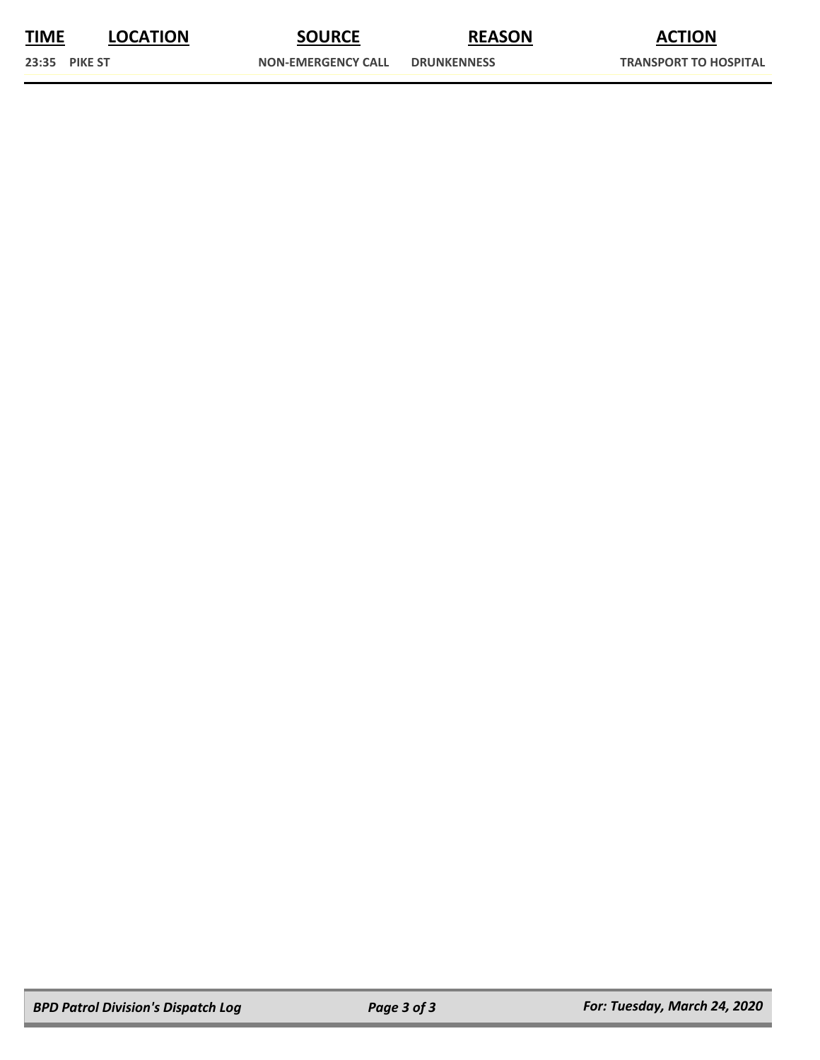| TIME | LOCATION | SOURCE | REASON | ACTION |
| --- | --- | --- | --- | --- |
| 23:35 | PIKE ST | NON-EMERGENCY CALL | DRUNKENNESS | TRANSPORT TO HOSPITAL |